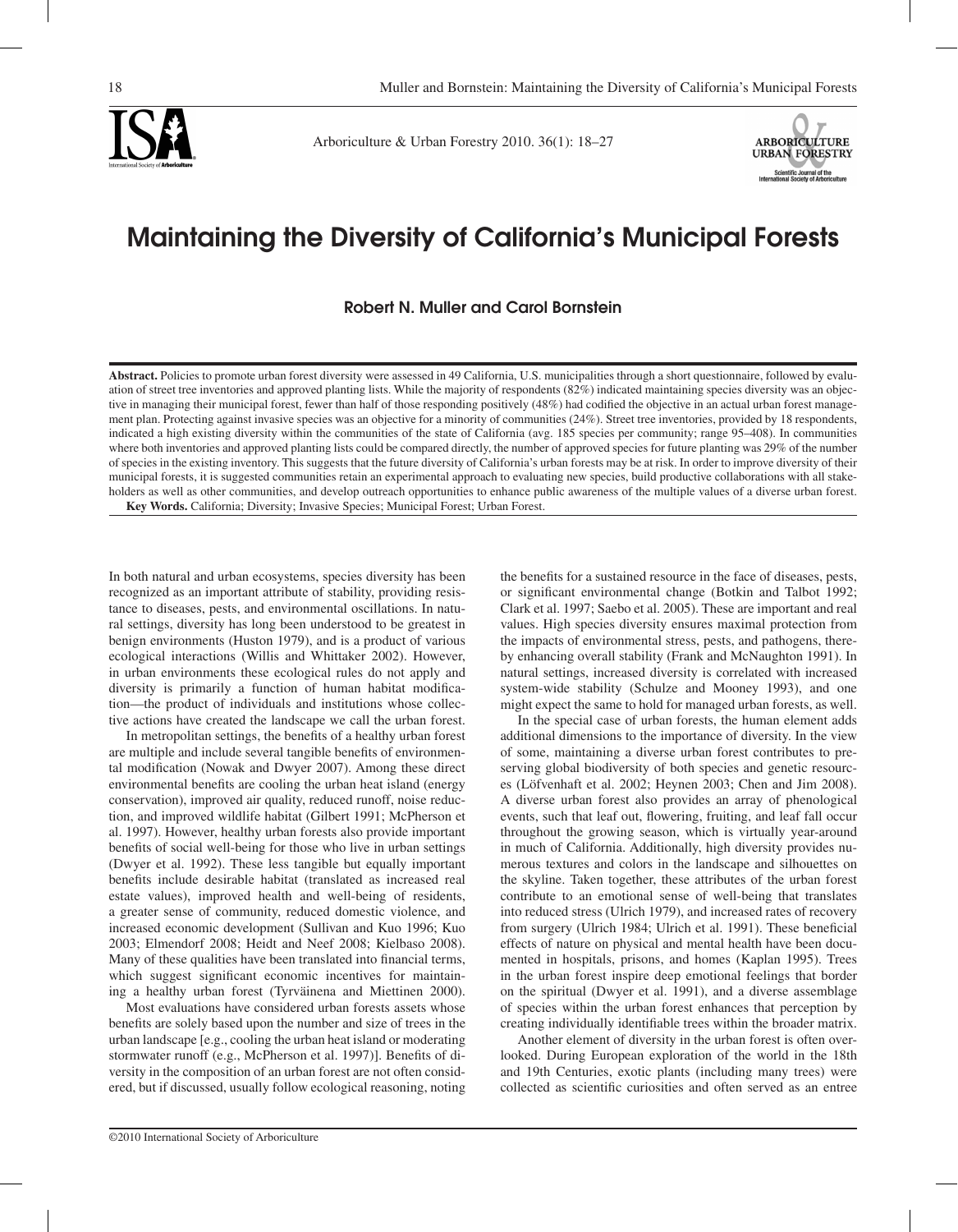# Maintaining the Diversity of California's Municipal Forests

**Robert N. Muller and Carol Bornstein**

**Abstract.** Policies to promote urban forest diversity were assessed in 49 California, U.S. municipalities through a short questionnaire, followed by evaluation of street tree inventories and approved planting lists. While the majority of respondents (82%) indicated maintaining species diversity was an objective in managing their municipal forest, fewer than half of those responding positively (48%) had codified the objective in an actual urban forest management plan. Protecting against invasive species was an objective for a minority of communities (24%). Street tree inventories, provided by 18 respondents, indicated a high existing diversity within the communities of the state of California (avg. 185 species per community; range 95–408). In communities where both inventories and approved planting lists could be compared directly, the number of approved species for future planting was 29% of the number of species in the existing inventory. This suggests that the future diversity of California's urban forests may be at risk. In order to improve diversity of their municipal forests, it is suggested communities retain an experimental approach to evaluating new species, build productive collaborations with all stakeholders as well as other communities, and develop outreach opportunities to enhance public awareness of the multiple values of a diverse urban forest.

**Key Words.** California; Diversity; Invasive Species; Municipal Forest; Urban Forest.

In both natural and urban ecosystems, species diversity has been recognized as an important attribute of stability, providing resistance to diseases, pests, and environmental oscillations. In natural settings, diversity has long been understood to be greatest in benign environments (Huston 1979), and is a product of various ecological interactions (Willis and Whittaker 2002). However, in urban environments these ecological rules do not apply and diversity is primarily a function of human habitat modification—the product of individuals and institutions whose collective actions have created the landscape we call the urban forest.

In metropolitan settings, the benefits of a healthy urban forest are multiple and include several tangible benefits of environmental modification (Nowak and Dwyer 2007). Among these direct environmental benefits are cooling the urban heat island (energy conservation), improved air quality, reduced runoff, noise reduction, and improved wildlife habitat (Gilbert 1991; McPherson et al. 1997). However, healthy urban forests also provide important benefits of social well-being for those who live in urban settings (Dwyer et al. 1992). These less tangible but equally important benefits include desirable habitat (translated as increased real estate values), improved health and well-being of residents, a greater sense of community, reduced domestic violence, and increased economic development (Sullivan and Kuo 1996; Kuo 2003; Elmendorf 2008; Heidt and Neef 2008; Kielbaso 2008). Many of these qualities have been translated into financial terms, which suggest significant economic incentives for maintaining a healthy urban forest (Tyrväinena and Miettinen 2000).

Most evaluations have considered urban forests assets whose benefits are solely based upon the number and size of trees in the urban landscape [e.g., cooling the urban heat island or moderating stormwater runoff (e.g., McPherson et al. 1997)]. Benefits of diversity in the composition of an urban forest are not often considered, but if discussed, usually follow ecological reasoning, noting the benefits for a sustained resource in the face of diseases, pests, or significant environmental change (Botkin and Talbot 1992; Clark et al. 1997; Saebo et al. 2005). These are important and real values. High species diversity ensures maximal protection from the impacts of environmental stress, pests, and pathogens, thereby enhancing overall stability (Frank and McNaughton 1991). In natural settings, increased diversity is correlated with increased system-wide stability (Schulze and Mooney 1993), and one might expect the same to hold for managed urban forests, as well.

In the special case of urban forests, the human element adds additional dimensions to the importance of diversity. In the view of some, maintaining a diverse urban forest contributes to preserving global biodiversity of both species and genetic resources (Löfvenhaft et al. 2002; Heynen 2003; Chen and Jim 2008). A diverse urban forest also provides an array of phenological events, such that leaf out, flowering, fruiting, and leaf fall occur throughout the growing season, which is virtually year-around in much of California. Additionally, high diversity provides numerous textures and colors in the landscape and silhouettes on the skyline. Taken together, these attributes of the urban forest contribute to an emotional sense of well-being that translates into reduced stress (Ulrich 1979), and increased rates of recovery from surgery (Ulrich 1984; Ulrich et al. 1991). These beneficial effects of nature on physical and mental health have been documented in hospitals, prisons, and homes (Kaplan 1995). Trees in the urban forest inspire deep emotional feelings that border on the spiritual (Dwyer et al. 1991), and a diverse assemblage of species within the urban forest enhances that perception by creating individually identifiable trees within the broader matrix.

Another element of diversity in the urban forest is often overlooked. During European exploration of the world in the 18th and 19th Centuries, exotic plants (including many trees) were collected as scientific curiosities and often served as an entree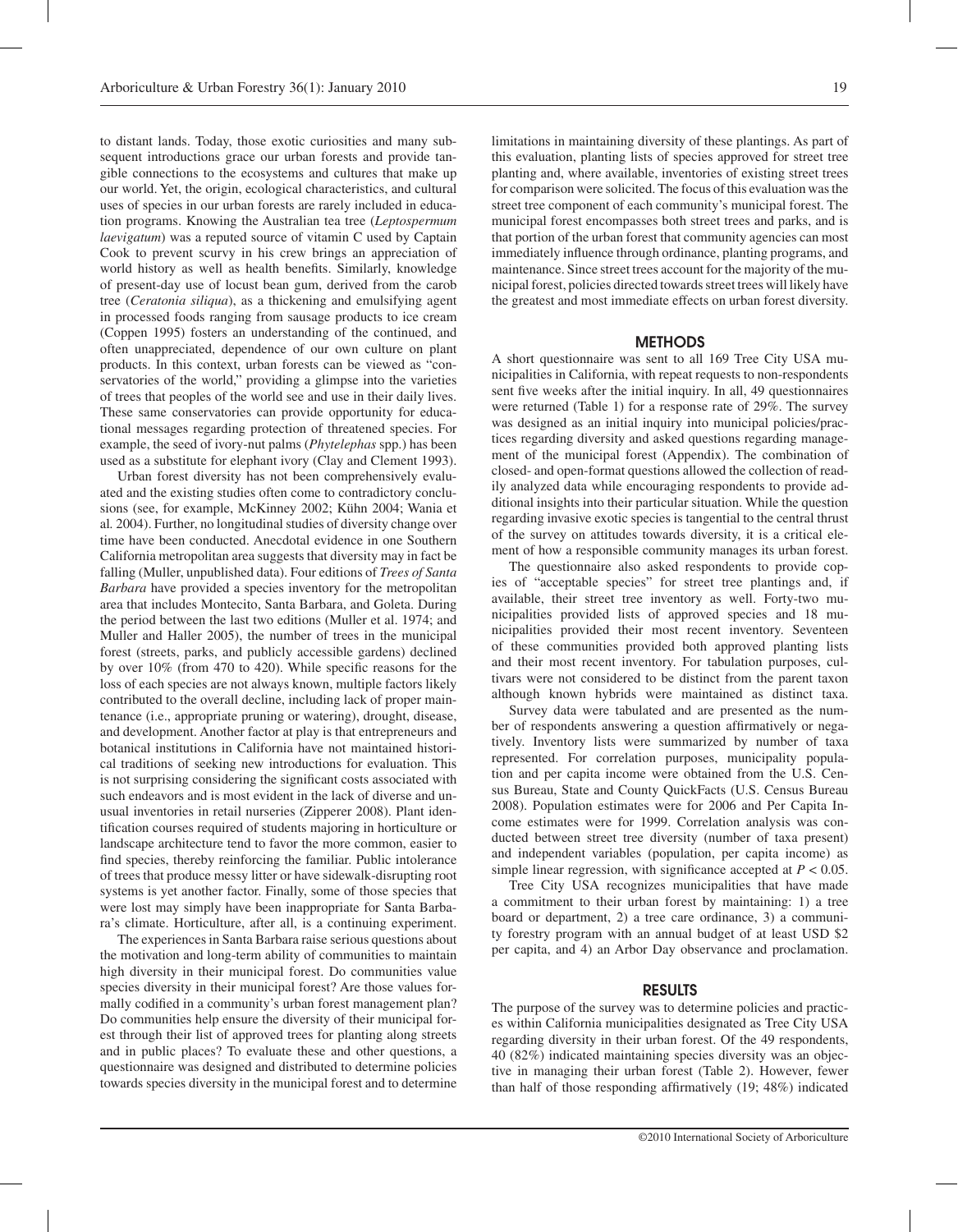to distant lands. Today, those exotic curiosities and many subsequent introductions grace our urban forests and provide tangible connections to the ecosystems and cultures that make up our world. Yet, the origin, ecological characteristics, and cultural uses of species in our urban forests are rarely included in education programs. Knowing the Australian tea tree (*Leptospermum laevigatum*) was a reputed source of vitamin C used by Captain Cook to prevent scurvy in his crew brings an appreciation of world history as well as health benefits. Similarly, knowledge of present-day use of locust bean gum, derived from the carob tree (*Ceratonia siliqua*), as a thickening and emulsifying agent in processed foods ranging from sausage products to ice cream (Coppen 1995) fosters an understanding of the continued, and often unappreciated, dependence of our own culture on plant products. In this context, urban forests can be viewed as "conservatories of the world," providing a glimpse into the varieties of trees that peoples of the world see and use in their daily lives. These same conservatories can provide opportunity for educational messages regarding protection of threatened species. For example, the seed of ivory-nut palms (*Phytelephas* spp.) has been used as a substitute for elephant ivory (Clay and Clement 1993).

Urban forest diversity has not been comprehensively evaluated and the existing studies often come to contradictory conclusions (see, for example, McKinney 2002; Kühn 2004; Wania et al. 2004). Further, no longitudinal studies of diversity change over time have been conducted. Anecdotal evidence in one Southern California metropolitan area suggests that diversity may in fact be falling (Muller, unpublished data). Four editions of *Trees of Santa Barbara* have provided a species inventory for the metropolitan area that includes Montecito, Santa Barbara, and Goleta. During the period between the last two editions (Muller et al. 1974; and Muller and Haller 2005), the number of trees in the municipal forest (streets, parks, and publicly accessible gardens) declined by over 10% (from 470 to 420). While specific reasons for the loss of each species are not always known, multiple factors likely contributed to the overall decline, including lack of proper maintenance (i.e., appropriate pruning or watering), drought, disease, and development. Another factor at play is that entrepreneurs and botanical institutions in California have not maintained historical traditions of seeking new introductions for evaluation. This is not surprising considering the significant costs associated with such endeavors and is most evident in the lack of diverse and unusual inventories in retail nurseries (Zipperer 2008). Plant identification courses required of students majoring in horticulture or landscape architecture tend to favor the more common, easier to find species, thereby reinforcing the familiar. Public intolerance of trees that produce messy litter or have sidewalk-disrupting root systems is yet another factor. Finally, some of those species that were lost may simply have been inappropriate for Santa Barbara's climate. Horticulture, after all, is a continuing experiment.

The experiences in Santa Barbara raise serious questions about the motivation and long-term ability of communities to maintain high diversity in their municipal forest. Do communities value species diversity in their municipal forest? Are those values formally codified in a community's urban forest management plan? Do communities help ensure the diversity of their municipal forest through their list of approved trees for planting along streets and in public places? To evaluate these and other questions, a questionnaire was designed and distributed to determine policies towards species diversity in the municipal forest and to determine limitations in maintaining diversity of these plantings. As part of this evaluation, planting lists of species approved for street tree planting and, where available, inventories of existing street trees for comparison were solicited. The focus of this evaluation was the street tree component of each community's municipal forest. The municipal forest encompasses both street trees and parks, and is that portion of the urban forest that community agencies can most immediately influence through ordinance, planting programs, and maintenance. Since street trees account for the majority of the municipal forest, policies directed towards street trees will likely have the greatest and most immediate effects on urban forest diversity.

## METHODS

A short questionnaire was sent to all 169 Tree City USA municipalities in California, with repeat requests to non-respondents sent five weeks after the initial inquiry. In all, 49 questionnaires were returned (Table 1) for a response rate of 29%. The survey was designed as an initial inquiry into municipal policies/practices regarding diversity and asked questions regarding management of the municipal forest (Appendix). The combination of closed- and open-format questions allowed the collection of readily analyzed data while encouraging respondents to provide additional insights into their particular situation. While the question regarding invasive exotic species is tangential to the central thrust of the survey on attitudes towards diversity, it is a critical element of how a responsible community manages its urban forest.

The questionnaire also asked respondents to provide copies of "acceptable species" for street tree plantings and, if available, their street tree inventory as well. Forty-two municipalities provided lists of approved species and 18 municipalities provided their most recent inventory. Seventeen of these communities provided both approved planting lists and their most recent inventory. For tabulation purposes, cultivars were not considered to be distinct from the parent taxon although known hybrids were maintained as distinct taxa.

Survey data were tabulated and are presented as the number of respondents answering a question affirmatively or negatively. Inventory lists were summarized by number of taxa represented. For correlation purposes, municipality population and per capita income were obtained from the U.S. Census Bureau, State and County QuickFacts (U.S. Census Bureau 2008). Population estimates were for 2006 and Per Capita Income estimates were for 1999. Correlation analysis was conducted between street tree diversity (number of taxa present) and independent variables (population, per capita income) as simple linear regression, with significance accepted at $P < 0.05$.

Tree City USA recognizes municipalities that have made a commitment to their urban forest by maintaining: 1) a tree board or department, 2) a tree care ordinance, 3) a community forestry program with an annual budget of at least USD $2 per capita, and 4) an Arbor Day observance and proclamation.

## RESULTS

The purpose of the survey was to determine policies and practices within California municipalities designated as Tree City USA regarding diversity in their urban forest. Of the 49 respondents, 40 (82%) indicated maintaining species diversity was an objective in managing their urban forest (Table 2). However, fewer than half of those responding affirmatively (19; 48%) indicated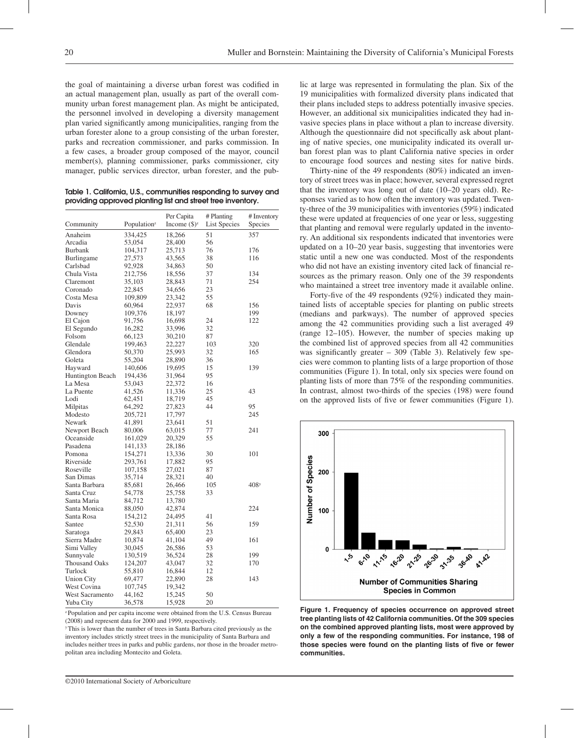the goal of maintaining a diverse urban forest was codified in an actual management plan, usually as part of the overall community urban forest management plan. As might be anticipated, the personnel involved in developing a diversity management plan varied significantly among municipalities, ranging from the urban forester alone to a group consisting of the urban forester, parks and recreation commissioner, and parks commission. In a few cases, a broader group composed of the mayor, council member(s), planning commissioner, parks commissioner, city manager, public services director, urban forester, and the public at large was represented in formulating the plan. Six of the 19 municipalities with formalized diversity plans indicated that their plans included steps to address potentially invasive species. However, an additional six municipalities indicated they had invasive species plans in place without a plan to increase diversity. Although the questionnaire did not specifically ask about planting of native species, one municipality indicated its overall urban forest plan was to plant California native species in order to encourage food sources and nesting sites for native birds.

**Table 1. California, U.S., communities responding to survey and providing approved planting list and street tree inventory.**

| Community | Population[z] | Per Capita Income ($)[z] | # Planting List Species | # Inventory Species |
|---|---|---|---|---|
| Anaheim | 334,425 | 18,266 | 51 | 357 |
| Arcadia | 53,054 | 28,400 | 56 | |
| Burbank | 104,317 | 25,713 | 76 | 176 |
| Burlingame | 27,573 | 43,565 | 38 | 116 |
| Carlsbad | 92,928 | 34,863 | 50 | |
| Chula Vista | 212,756 | 18,556 | 37 | 134 |
| Claremont | 35,103 | 28,843 | 71 | 254 |
| Coronado | 22,845 | 34,656 | 23 | |
| Costa Mesa | 109,809 | 23,342 | 55 | |
| Davis | 60,964 | 22,937 | 68 | 156 |
| Downey | 109,376 | 18,197 | | 199 |
| El Cajon | 91,756 | 16,698 | 24 | 122 |
| El Segundo | 16,282 | 33,996 | 32 | |
| Folsom | 66,123 | 30,210 | 87 | |
| Glendale | 199,463 | 22,227 | 103 | 320 |
| Glendora | 50,370 | 25,993 | 32 | 165 |
| Goleta | 55,204 | 28,890 | 36 | |
| Hayward | 140,606 | 19,695 | 15 | 139 |
| Huntington Beach | 194,436 | 31,964 | 95 | |
| La Mesa | 53,043 | 22,372 | 16 | |
| La Puente | 41,526 | 11,336 | 25 | 43 |
| Lodi | 62,451 | 18,719 | 45 | |
| Milpitas | 64,292 | 27,823 | 44 | 95 |
| Modesto | 205,721 | 17,797 | | 245 |
| Newark | 41,891 | 23,641 | 51 | |
| Newport Beach | 80,006 | 63,015 | 77 | 241 |
| Oceanside | 161,029 | 20,329 | 55 | |
| Pasadena | 141,133 | 28,186 | | |
| Pomona | 154,271 | 13,336 | 30 | 101 |
| Riverside | 293,761 | 17,882 | 95 | |
| Roseville | 107,158 | 27,021 | 87 | |
| San Dimas | 35,714 | 28,321 | 40 | |
| Santa Barbara | 85,681 | 26,466 | 105 | 408[y] |
| Santa Cruz | 54,778 | 25,758 | 33 | |
| Santa Maria | 84,712 | 13,780 | | |
| Santa Monica | 88,050 | 42,874 | | 224 |
| Santa Rosa | 154,212 | 24,495 | 41 | |
| Santee | 52,530 | 21,311 | 56 | 159 |
| Saratoga | 29,843 | 65,400 | 23 | |
| Sierra Madre | 10,874 | 41,104 | 49 | 161 |
| Simi Valley | 30,045 | 26,586 | 53 | |
| Sunnyvale | 130,519 | 36,524 | 28 | 199 |
| Thousand Oaks | 124,207 | 43,047 | 32 | 170 |
| Turlock | 55,810 | 16,844 | 12 | |
| Union City | 69,477 | 22,890 | 28 | 143 |
| West Covina | 107,745 | 19,342 | | |
| West Sacramento | 44,162 | 15,245 | 50 | |
| Yuba City | 36,578 | 15,928 | 20 | |

[z] Population and per capita income were obtained from the U.S. Census Bureau (2008) and represent data for 2000 and 1999, respectively.

[y] This is lower than the number of trees in Santa Barbara cited previously as the inventory includes strictly street trees in the municipality of Santa Barbara and includes neither trees in parks and public gardens, nor those in the broader metropolitan area including Montecito and Goleta.

Thirty-nine of the 49 respondents (80%) indicated an inventory of street trees was in place; however, several expressed regret that the inventory was long out of date (10–20 years old). Responses varied as to how often the inventory was updated. Twenty-three of the 39 municipalities with inventories (59%) indicated these were updated at frequencies of one year or less, suggesting that planting and removal were regularly updated in the inventory. An additional six respondents indicated that inventories were updated on a 10–20 year basis, suggesting that inventories were static until a new one was conducted. Most of the respondents who did not have an existing inventory cited lack of financial resources as the primary reason. Only one of the 39 respondents who maintained a street tree inventory made it available online.

Forty-five of the 49 respondents (92%) indicated they maintained lists of acceptable species for planting on public streets (medians and parkways). The number of approved species among the 42 communities providing such a list averaged 49 (range 12–105). However, the number of species making up the combined list of approved species from all 42 communities was significantly greater – 309 (Table 3). Relatively few species were common to planting lists of a large proportion of those communities (Figure 1). In total, only six species were found on planting lists of more than 75% of the responding communities. In contrast, almost two-thirds of the species (198) were found on the approved lists of five or fewer communities (Figure 1).

**Figure 1. Frequency of species occurrence on approved street tree planting lists of 42 California communities. Of the 309 species on the combined approved planting lists, most were approved by only a few of the responding communities. For instance, 198 of those species were found on the planting lists of five or fewer communities.**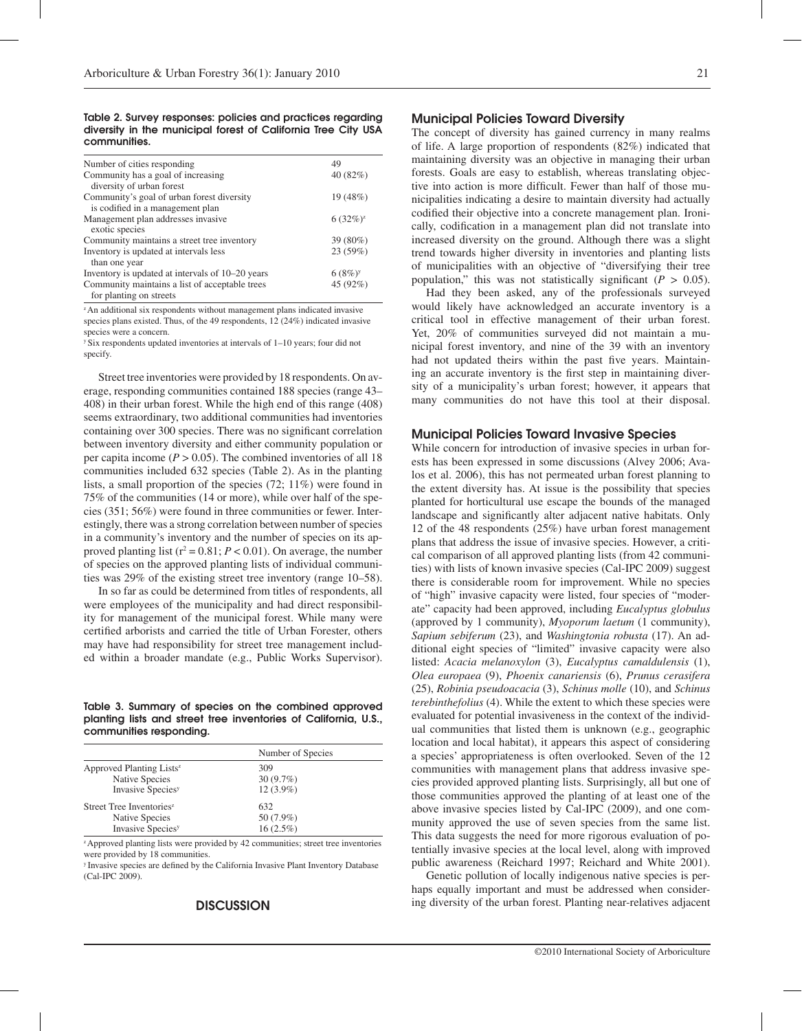**Table 2. Survey responses: policies and practices regarding diversity in the municipal forest of California Tree City USA communities.**

| | |
|---|---|
| Number of cities responding | 49 |
| Community has a goal of increasing diversity of urban forest | 40 (82%) |
| Community's goal of urban forest diversity is codified in a management plan | 19 (48%) |
| Management plan addresses invasive exotic species | 6 (32%)[z] |
| Community maintains a street tree inventory | 39 (80%) |
| Inventory is updated at intervals less than one year | 23 (59%) |
| Inventory is updated at intervals of 10–20 years | 6 (8%)[y] |
| Community maintains a list of acceptable trees for planting on streets | 45 (92%) |

[z] An additional six respondents without management plans indicated invasive species plans existed. Thus, of the 49 respondents, 12 (24%) indicated invasive species were a concern.

[y] Six respondents updated inventories at intervals of 1–10 years; four did not specify.

Street tree inventories were provided by 18 respondents. On average, responding communities contained 188 species (range 43–408) in their urban forest. While the high end of this range (408) seems extraordinary, two additional communities had inventories containing over 300 species. There was no significant correlation between inventory diversity and either community population or per capita income ($P > 0.05$). The combined inventories of all 18 communities included 632 species (Table 2). As in the planting lists, a small proportion of the species (72; 11%) were found in 75% of the communities (14 or more), while over half of the species (351; 56%) were found in three communities or fewer. Interestingly, there was a strong correlation between number of species in a community's inventory and the number of species on its approved planting list ($r^2 = 0.81$; $P < 0.01$). On average, the number of species on the approved planting lists of individual communities was 29% of the existing street tree inventory (range 10–58).

In so far as could be determined from titles of respondents, all were employees of the municipality and had direct responsibility for management of the municipal forest. While many were certified arborists and carried the title of Urban Forester, others may have had responsibility for street tree management included within a broader mandate (e.g., Public Works Supervisor).

**Table 3. Summary of species on the combined approved planting lists and street tree inventories of California, U.S., communities responding.**

| | Number of Species |
|---|---|
| Approved Planting Lists[z] | 309 |
| Native Species | 30 (9.7%) |
| Invasive Species[y] | 12 (3.9%) |
| Street Tree Inventories[z] | 632 |
| Native Species | 50 (7.9%) |
| Invasive Species[y] | 16 (2.5%) |

[z] Approved planting lists were provided by 42 communities; street tree inventories were provided by 18 communities.

[y] Invasive species are defined by the California Invasive Plant Inventory Database (Cal-IPC 2009).

## DISCUSSION

### Municipal Policies Toward Diversity

The concept of diversity has gained currency in many realms of life. A large proportion of respondents (82%) indicated that maintaining diversity was an objective in managing their urban forests. Goals are easy to establish, whereas translating objective into action is more difficult. Fewer than half of those municipalities indicating a desire to maintain diversity had actually codified their objective into a concrete management plan. Ironically, codification in a management plan did not translate into increased diversity on the ground. Although there was a slight trend towards higher diversity in inventories and planting lists of municipalities with an objective of "diversifying their tree population," this was not statistically significant ($P > 0.05$).

Had they been asked, any of the professionals surveyed would likely have acknowledged an accurate inventory is a critical tool in effective management of their urban forest. Yet, 20% of communities surveyed did not maintain a municipal forest inventory, and nine of the 39 with an inventory had not updated theirs within the past five years. Maintaining an accurate inventory is the first step in maintaining diversity of a municipality's urban forest; however, it appears that many communities do not have this tool at their disposal.

### Municipal Policies Toward Invasive Species

While concern for introduction of invasive species in urban forests has been expressed in some discussions (Alvey 2006; Avalos et al. 2006), this has not permeated urban forest planning to the extent diversity has. At issue is the possibility that species planted for horticultural use escape the bounds of the managed landscape and significantly alter adjacent native habitats. Only 12 of the 48 respondents (25%) have urban forest management plans that address the issue of invasive species. However, a critical comparison of all approved planting lists (from 42 communities) with lists of known invasive species (Cal-IPC 2009) suggest there is considerable room for improvement. While no species of "high" invasive capacity were listed, four species of "moderate" capacity had been approved, including *Eucalyptus globulus* (approved by 1 community), *Myoporum laetum* (1 community), *Sapium sebiferum* (23), and *Washingtonia robusta* (17). An additional eight species of "limited" invasive capacity were also listed: *Acacia melanoxylon* (3), *Eucalyptus camaldulensis* (1), *Olea europaea* (9), *Phoenix canariensis* (6), *Prunus cerasifera* (25), *Robinia pseudoacacia* (3), *Schinus molle* (10), and *Schinus terebinthefolius* (4). While the extent to which these species were evaluated for potential invasiveness in the context of the individual communities that listed them is unknown (e.g., geographic location and local habitat), it appears this aspect of considering a species' appropriateness is often overlooked. Seven of the 12 communities with management plans that address invasive species provided approved planting lists. Surprisingly, all but one of those communities approved the planting of at least one of the above invasive species listed by Cal-IPC (2009), and one community approved the use of seven species from the same list. This data suggests the need for more rigorous evaluation of potentially invasive species at the local level, along with improved public awareness (Reichard 1997; Reichard and White 2001).

Genetic pollution of locally indigenous native species is perhaps equally important and must be addressed when considering diversity of the urban forest. Planting near-relatives adjacent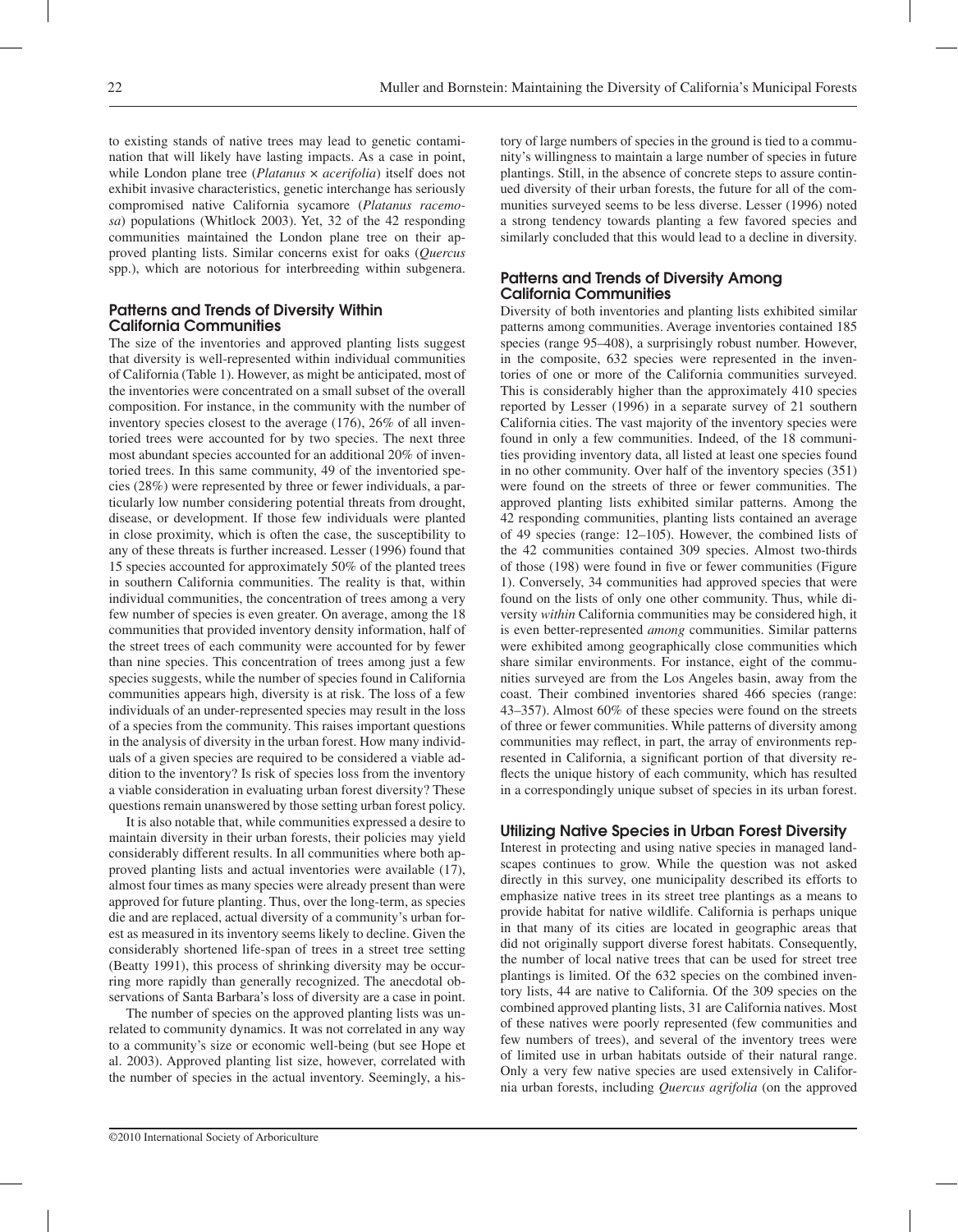to existing stands of native trees may lead to genetic contamination that will likely have lasting impacts. As a case in point, while London plane tree (*Platanus × acerifolia*) itself does not exhibit invasive characteristics, genetic interchange has seriously compromised native California sycamore (*Platanus racemosa*) populations (Whitlock 2003). Yet, 32 of the 42 responding communities maintained the London plane tree on their approved planting lists. Similar concerns exist for oaks (*Quercus* spp.), which are notorious for interbreeding within subgenera.

## Patterns and Trends of Diversity Within California Communities

The size of the inventories and approved planting lists suggest that diversity is well-represented within individual communities of California (Table 1). However, as might be anticipated, most of the inventories were concentrated on a small subset of the overall composition. For instance, in the community with the number of inventory species closest to the average (176), 26% of all inventoried trees were accounted for by two species. The next three most abundant species accounted for an additional 20% of inventoried trees. In this same community, 49 of the inventoried species (28%) were represented by three or fewer individuals, a particularly low number considering potential threats from drought, disease, or development. If those few individuals were planted in close proximity, which is often the case, the susceptibility to any of these threats is further increased. Lesser (1996) found that 15 species accounted for approximately 50% of the planted trees in southern California communities. The reality is that, within individual communities, the concentration of trees among a very few number of species is even greater. On average, among the 18 communities that provided inventory density information, half of the street trees of each community were accounted for by fewer than nine species. This concentration of trees among just a few species suggests, while the number of species found in California communities appears high, diversity is at risk. The loss of a few individuals of an under-represented species may result in the loss of a species from the community. This raises important questions in the analysis of diversity in the urban forest. How many individuals of a given species are required to be considered a viable addition to the inventory? Is risk of species loss from the inventory a viable consideration in evaluating urban forest diversity? These questions remain unanswered by those setting urban forest policy.

It is also notable that, while communities expressed a desire to maintain diversity in their urban forests, their policies may yield considerably different results. In all communities where both approved planting lists and actual inventories were available (17), almost four times as many species were already present than were approved for future planting. Thus, over the long-term, as species die and are replaced, actual diversity of a community's urban forest as measured in its inventory seems likely to decline. Given the considerably shortened life-span of trees in a street tree setting (Beatty 1991), this process of shrinking diversity may be occurring more rapidly than generally recognized. The anecdotal observations of Santa Barbara's loss of diversity are a case in point.

The number of species on the approved planting lists was unrelated to community dynamics. It was not correlated in any way to a community's size or economic well-being (but see Hope et al. 2003). Approved planting list size, however, correlated with the number of species in the actual inventory. Seemingly, a history of large numbers of species in the ground is tied to a community's willingness to maintain a large number of species in future plantings. Still, in the absence of concrete steps to assure continued diversity of their urban forests, the future for all of the communities surveyed seems to be less diverse. Lesser (1996) noted a strong tendency towards planting a few favored species and similarly concluded that this would lead to a decline in diversity.

## Patterns and Trends of Diversity Among California Communities

Diversity of both inventories and planting lists exhibited similar patterns among communities. Average inventories contained 185 species (range 95–408), a surprisingly robust number. However, in the composite, 632 species were represented in the inventories of one or more of the California communities surveyed. This is considerably higher than the approximately 410 species reported by Lesser (1996) in a separate survey of 21 southern California cities. The vast majority of the inventory species were found in only a few communities. Indeed, of the 18 communities providing inventory data, all listed at least one species found in no other community. Over half of the inventory species (351) were found on the streets of three or fewer communities. The approved planting lists exhibited similar patterns. Among the 42 responding communities, planting lists contained an average of 49 species (range: 12–105). However, the combined lists of the 42 communities contained 309 species. Almost two-thirds of those (198) were found in five or fewer communities (Figure 1). Conversely, 34 communities had approved species that were found on the lists of only one other community. Thus, while diversity *within* California communities may be considered high, it is even better-represented *among* communities. Similar patterns were exhibited among geographically close communities which share similar environments. For instance, eight of the communities surveyed are from the Los Angeles basin, away from the coast. Their combined inventories shared 466 species (range: 43–357). Almost 60% of these species were found on the streets of three or fewer communities. While patterns of diversity among communities may reflect, in part, the array of environments represented in California, a significant portion of that diversity reflects the unique history of each community, which has resulted in a correspondingly unique subset of species in its urban forest.

## Utilizing Native Species in Urban Forest Diversity

Interest in protecting and using native species in managed landscapes continues to grow. While the question was not asked directly in this survey, one municipality described its efforts to emphasize native trees in its street tree plantings as a means to provide habitat for native wildlife. California is perhaps unique in that many of its cities are located in geographic areas that did not originally support diverse forest habitats. Consequently, the number of local native trees that can be used for street tree plantings is limited. Of the 632 species on the combined inventory lists, 44 are native to California. Of the 309 species on the combined approved planting lists, 31 are California natives. Most of these natives were poorly represented (few communities and few numbers of trees), and several of the inventory trees were of limited use in urban habitats outside of their natural range. Only a very few native species are used extensively in California urban forests, including *Quercus agrifolia* (on the approved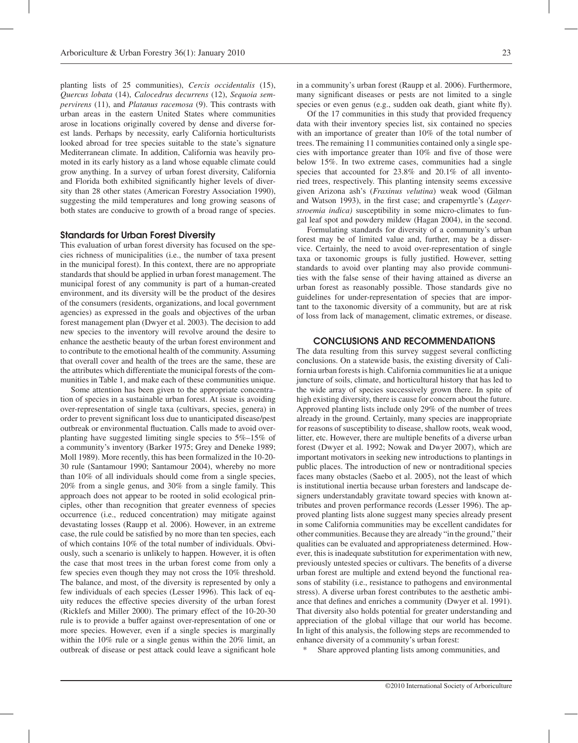planting lists of 25 communities), *Cercis occidentalis* (15), *Quercus lobata* (14), *Calocedrus decurrens* (12), *Sequoia sempervirens* (11), and *Platanus racemosa* (9). This contrasts with urban areas in the eastern United States where communities arose in locations originally covered by dense and diverse forest lands. Perhaps by necessity, early California horticulturists looked abroad for tree species suitable to the state's signature Mediterranean climate. In addition, California was heavily promoted in its early history as a land whose equable climate could grow anything. In a survey of urban forest diversity, California and Florida both exhibited significantly higher levels of diversity than 28 other states (American Forestry Association 1990), suggesting the mild temperatures and long growing seasons of both states are conducive to growth of a broad range of species.

### Standards for Urban Forest Diversity

This evaluation of urban forest diversity has focused on the species richness of municipalities (i.e., the number of taxa present in the municipal forest). In this context, there are no appropriate standards that should be applied in urban forest management. The municipal forest of any community is part of a human-created environment, and its diversity will be the product of the desires of the consumers (residents, organizations, and local government agencies) as expressed in the goals and objectives of the urban forest management plan (Dwyer et al. 2003). The decision to add new species to the inventory will revolve around the desire to enhance the aesthetic beauty of the urban forest environment and to contribute to the emotional health of the community. Assuming that overall cover and health of the trees are the same, these are the attributes which differentiate the municipal forests of the communities in Table 1, and make each of these communities unique.

Some attention has been given to the appropriate concentration of species in a sustainable urban forest. At issue is avoiding over-representation of single taxa (cultivars, species, genera) in order to prevent significant loss due to unanticipated disease/pest outbreak or environmental fluctuation. Calls made to avoid overplanting have suggested limiting single species to 5%–15% of a community's inventory (Barker 1975; Grey and Deneke 1989; Moll 1989). More recently, this has been formalized in the 10-20-30 rule (Santamour 1990; Santamour 2004), whereby no more than 10% of all individuals should come from a single species, 20% from a single genus, and 30% from a single family. This approach does not appear to be rooted in solid ecological principles, other than recognition that greater evenness of species occurrence (i.e., reduced concentration) may mitigate against devastating losses (Raupp et al. 2006). However, in an extreme case, the rule could be satisfied by no more than ten species, each of which contains 10% of the total number of individuals. Obviously, such a scenario is unlikely to happen. However, it is often the case that most trees in the urban forest come from only a few species even though they may not cross the 10% threshold. The balance, and most, of the diversity is represented by only a few individuals of each species (Lesser 1996). This lack of equity reduces the effective species diversity of the urban forest (Ricklefs and Miller 2000). The primary effect of the 10-20-30 rule is to provide a buffer against over-representation of one or more species. However, even if a single species is marginally within the 10% rule or a single genus within the 20% limit, an outbreak of disease or pest attack could leave a significant hole in a community's urban forest (Raupp et al. 2006). Furthermore, many significant diseases or pests are not limited to a single species or even genus (e.g., sudden oak death, giant white fly).

Of the 17 communities in this study that provided frequency data with their inventory species list, six contained no species with an importance of greater than 10% of the total number of trees. The remaining 11 communities contained only a single species with importance greater than 10% and five of those were below 15%. In two extreme cases, communities had a single species that accounted for 23.8% and 20.1% of all inventoried trees, respectively. This planting intensity seems excessive given Arizona ash's (*Fraxinus velutina*) weak wood (Gilman and Watson 1993), in the first case; and crapemyrtle's (*Lagerstroemia indica)* susceptibility in some micro-climates to fungal leaf spot and powdery mildew (Hagan 2004), in the second.

Formulating standards for diversity of a community's urban forest may be of limited value and, further, may be a disservice. Certainly, the need to avoid over-representation of single taxa or taxonomic groups is fully justified. However, setting standards to avoid over planting may also provide communities with the false sense of their having attained as diverse an urban forest as reasonably possible. Those standards give no guidelines for under-representation of species that are important to the taxonomic diversity of a community, but are at risk of loss from lack of management, climatic extremes, or disease.

## CONCLUSIONS AND RECOMMENDATIONS

The data resulting from this survey suggest several conflicting conclusions. On a statewide basis, the existing diversity of California urban forests is high. California communities lie at a unique juncture of soils, climate, and horticultural history that has led to the wide array of species successively grown there. In spite of high existing diversity, there is cause for concern about the future. Approved planting lists include only 29% of the number of trees already in the ground. Certainly, many species are inappropriate for reasons of susceptibility to disease, shallow roots, weak wood, litter, etc. However, there are multiple benefits of a diverse urban forest (Dwyer et al. 1992; Nowak and Dwyer 2007), which are important motivators in seeking new introductions to plantings in public places. The introduction of new or nontraditional species faces many obstacles (Saebo et al. 2005), not the least of which is institutional inertia because urban foresters and landscape designers understandably gravitate toward species with known attributes and proven performance records (Lesser 1996). The approved planting lists alone suggest many species already present in some California communities may be excellent candidates for other communities. Because they are already "in the ground," their qualities can be evaluated and appropriateness determined. However, this is inadequate substitution for experimentation with new, previously untested species or cultivars. The benefits of a diverse urban forest are multiple and extend beyond the functional reasons of stability (i.e., resistance to pathogens and environmental stress). A diverse urban forest contributes to the aesthetic ambiance that defines and enriches a community (Dwyer et al. 1991). That diversity also holds potential for greater understanding and appreciation of the global village that our world has become. In light of this analysis, the following steps are recommended to enhance diversity of a community's urban forest:

* Share approved planting lists among communities, and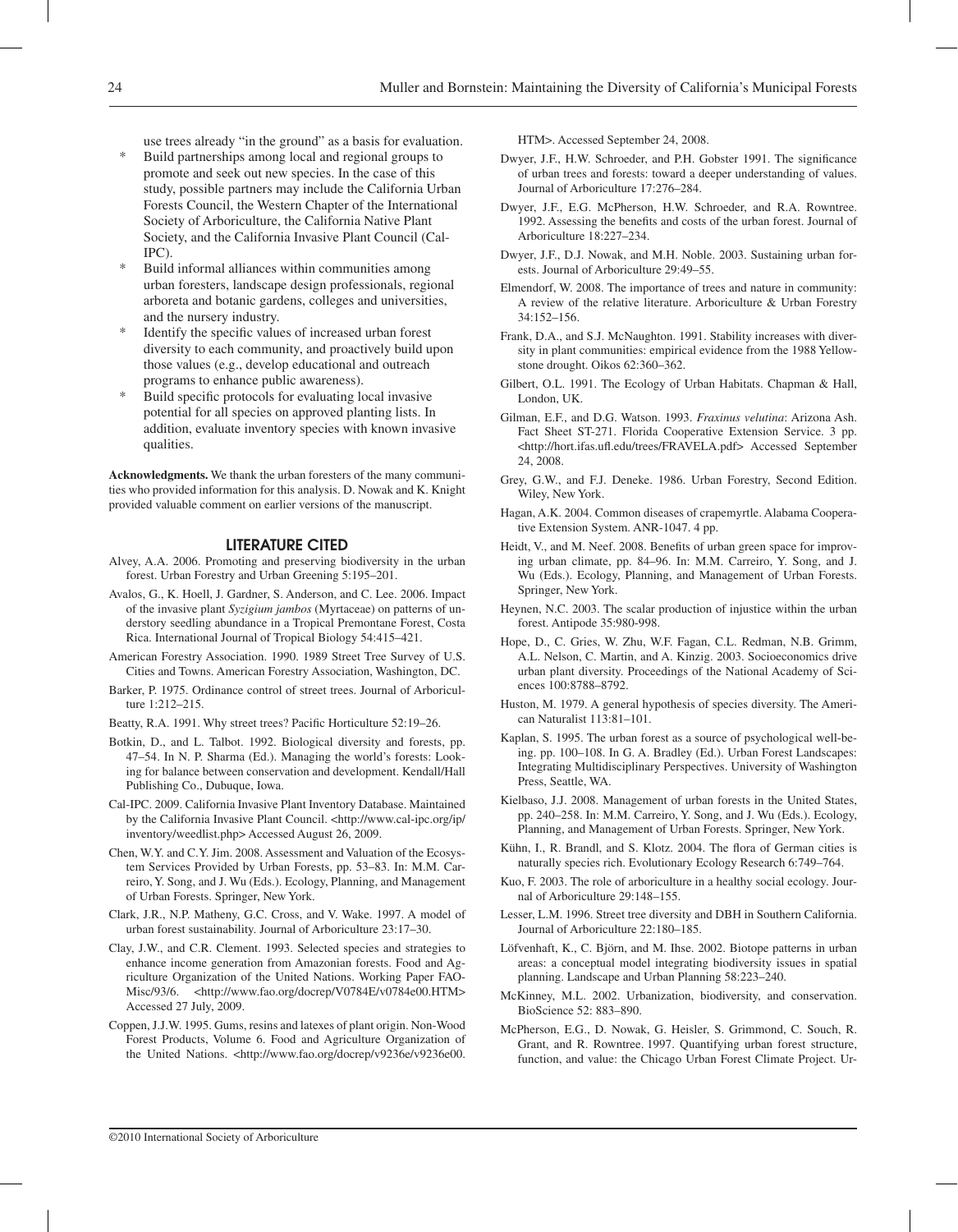use trees already "in the ground" as a basis for evaluation.

* Build partnerships among local and regional groups to promote and seek out new species. In the case of this study, possible partners may include the California Urban Forests Council, the Western Chapter of the International Society of Arboriculture, the California Native Plant Society, and the California Invasive Plant Council (Cal-IPC).
* Build informal alliances within communities among urban foresters, landscape design professionals, regional arboreta and botanic gardens, colleges and universities, and the nursery industry.
* Identify the specific values of increased urban forest diversity to each community, and proactively build upon those values (e.g., develop educational and outreach programs to enhance public awareness).
* Build specific protocols for evaluating local invasive potential for all species on approved planting lists. In addition, evaluate inventory species with known invasive qualities.

**Acknowledgments.** We thank the urban foresters of the many communities who provided information for this analysis. D. Nowak and K. Knight provided valuable comment on earlier versions of the manuscript.

## LITERATURE CITED

Alvey, A.A. 2006. Promoting and preserving biodiversity in the urban forest. Urban Forestry and Urban Greening 5:195–201.

Avalos, G., K. Hoell, J. Gardner, S. Anderson, and C. Lee. 2006. Impact of the invasive plant *Syzigium jambos* (Myrtaceae) on patterns of understory seedling abundance in a Tropical Premontane Forest, Costa Rica. International Journal of Tropical Biology 54:415–421.

American Forestry Association. 1990. 1989 Street Tree Survey of U.S. Cities and Towns. American Forestry Association, Washington, DC.

Barker, P. 1975. Ordinance control of street trees. Journal of Arboriculture 1:212–215.

Beatty, R.A. 1991. Why street trees? Pacific Horticulture 52:19–26.

Botkin, D., and L. Talbot. 1992. Biological diversity and forests, pp. 47–54. In N. P. Sharma (Ed.). Managing the world's forests: Looking for balance between conservation and development. Kendall/Hall Publishing Co., Dubuque, Iowa.

Cal-IPC. 2009. California Invasive Plant Inventory Database. Maintained by the California Invasive Plant Council. <http://www.cal-ipc.org/ip/inventory/weedlist.php> Accessed August 26, 2009.

Chen, W.Y. and C.Y. Jim. 2008. Assessment and Valuation of the Ecosystem Services Provided by Urban Forests, pp. 53–83. In: M.M. Carreiro, Y. Song, and J. Wu (Eds.). Ecology, Planning, and Management of Urban Forests. Springer, New York.

Clark, J.R., N.P. Matheny, G.C. Cross, and V. Wake. 1997. A model of urban forest sustainability. Journal of Arboriculture 23:17–30.

Clay, J.W., and C.R. Clement. 1993. Selected species and strategies to enhance income generation from Amazonian forests. Food and Agriculture Organization of the United Nations. Working Paper FAO-Misc/93/6. <http://www.fao.org/docrep/V0784E/v0784e00.HTM> Accessed 27 July, 2009.

Coppen, J.J.W. 1995. Gums, resins and latexes of plant origin. Non-Wood Forest Products, Volume 6. Food and Agriculture Organization of the United Nations. <http://www.fao.org/docrep/v9236e/v9236e00.HTM>. Accessed September 24, 2008.

Dwyer, J.F., H.W. Schroeder, and P.H. Gobster 1991. The significance of urban trees and forests: toward a deeper understanding of values. Journal of Arboriculture 17:276–284.

Dwyer, J.F., E.G. McPherson, H.W. Schroeder, and R.A. Rowntree. 1992. Assessing the benefits and costs of the urban forest. Journal of Arboriculture 18:227–234.

Dwyer, J.F., D.J. Nowak, and M.H. Noble. 2003. Sustaining urban forests. Journal of Arboriculture 29:49–55.

Elmendorf, W. 2008. The importance of trees and nature in community: A review of the relative literature. Arboriculture & Urban Forestry 34:152–156.

Frank, D.A., and S.J. McNaughton. 1991. Stability increases with diversity in plant communities: empirical evidence from the 1988 Yellowstone drought. Oikos 62:360–362.

Gilbert, O.L. 1991. The Ecology of Urban Habitats. Chapman & Hall, London, UK.

Gilman, E.F., and D.G. Watson. 1993. *Fraxinus velutina*: Arizona Ash. Fact Sheet ST-271. Florida Cooperative Extension Service. 3 pp. <http://hort.ifas.ufl.edu/trees/FRAVELA.pdf> Accessed September 24, 2008.

Grey, G.W., and F.J. Deneke. 1986. Urban Forestry, Second Edition. Wiley, New York.

Hagan, A.K. 2004. Common diseases of crapemyrtle. Alabama Cooperative Extension System. ANR-1047. 4 pp.

Heidt, V., and M. Neef. 2008. Benefits of urban green space for improving urban climate, pp. 84–96. In: M.M. Carreiro, Y. Song, and J. Wu (Eds.). Ecology, Planning, and Management of Urban Forests. Springer, New York.

Heynen, N.C. 2003. The scalar production of injustice within the urban forest. Antipode 35:980-998.

Hope, D., C. Gries, W. Zhu, W.F. Fagan, C.L. Redman, N.B. Grimm, A.L. Nelson, C. Martin, and A. Kinzig. 2003. Socioeconomics drive urban plant diversity. Proceedings of the National Academy of Sciences 100:8788–8792.

Huston, M. 1979. A general hypothesis of species diversity. The American Naturalist 113:81–101.

Kaplan, S. 1995. The urban forest as a source of psychological well-being. pp. 100–108. In G. A. Bradley (Ed.). Urban Forest Landscapes: Integrating Multidisciplinary Perspectives. University of Washington Press, Seattle, WA.

Kielbaso, J.J. 2008. Management of urban forests in the United States, pp. 240–258. In: M.M. Carreiro, Y. Song, and J. Wu (Eds.). Ecology, Planning, and Management of Urban Forests. Springer, New York.

Kühn, I., R. Brandl, and S. Klotz. 2004. The flora of German cities is naturally species rich. Evolutionary Ecology Research 6:749–764.

Kuo, F. 2003. The role of arboriculture in a healthy social ecology. Journal of Arboriculture 29:148–155.

Lesser, L.M. 1996. Street tree diversity and DBH in Southern California. Journal of Arboriculture 22:180–185.

Löfvenhaft, K., C. Björn, and M. Ihse. 2002. Biotope patterns in urban areas: a conceptual model integrating biodiversity issues in spatial planning. Landscape and Urban Planning 58:223–240.

McKinney, M.L. 2002. Urbanization, biodiversity, and conservation. BioScience 52: 883–890.

McPherson, E.G., D. Nowak, G. Heisler, S. Grimmond, C. Souch, R. Grant, and R. Rowntree. 1997. Quantifying urban forest structure, function, and value: the Chicago Urban Forest Climate Project. Ur-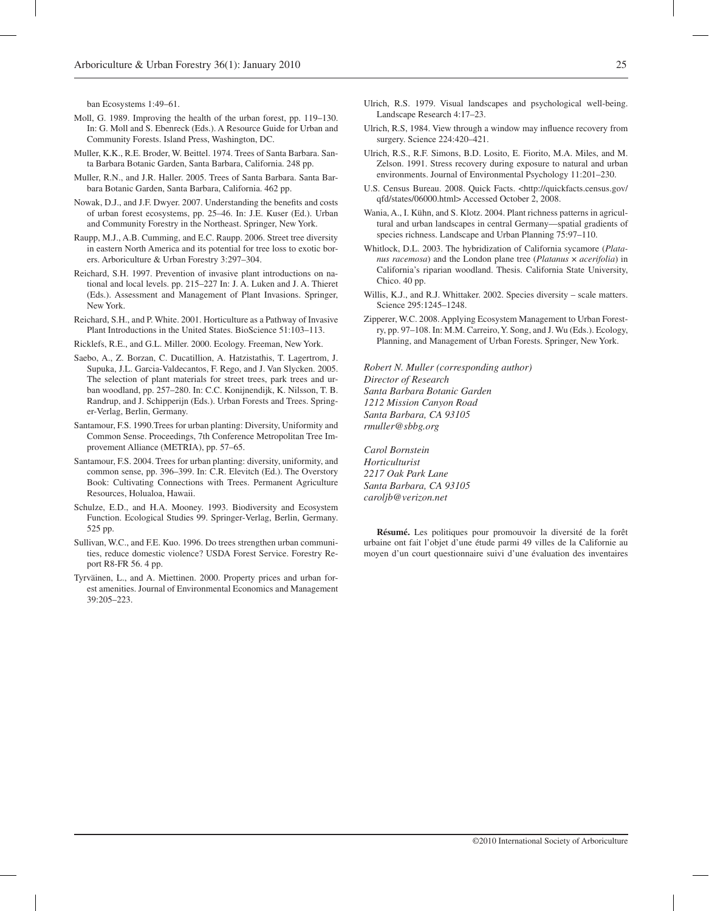ban Ecosystems 1:49–61.

Moll, G. 1989. Improving the health of the urban forest, pp. 119–130. In: G. Moll and S. Ebenreck (Eds.). A Resource Guide for Urban and Community Forests. Island Press, Washington, DC.

Muller, K.K., R.E. Broder, W. Beittel. 1974. Trees of Santa Barbara. Santa Barbara Botanic Garden, Santa Barbara, California. 248 pp.

Muller, R.N., and J.R. Haller. 2005. Trees of Santa Barbara. Santa Barbara Botanic Garden, Santa Barbara, California. 462 pp.

Nowak, D.J., and J.F. Dwyer. 2007. Understanding the benefits and costs of urban forest ecosystems, pp. 25–46. In: J.E. Kuser (Ed.). Urban and Community Forestry in the Northeast. Springer, New York.

Raupp, M.J., A.B. Cumming, and E.C. Raupp. 2006. Street tree diversity in eastern North America and its potential for tree loss to exotic borers. Arboriculture & Urban Forestry 3:297–304.

Reichard, S.H. 1997. Prevention of invasive plant introductions on national and local levels. pp. 215–227 In: J. A. Luken and J. A. Thieret (Eds.). Assessment and Management of Plant Invasions. Springer, New York.

Reichard, S.H., and P. White. 2001. Horticulture as a Pathway of Invasive Plant Introductions in the United States. BioScience 51:103–113.

Ricklefs, R.E., and G.L. Miller. 2000. Ecology. Freeman, New York.

Saebo, A., Z. Borzan, C. Ducatillion, A. Hatzistathis, T. Lagertrom, J. Supuka, J.L. Garcia-Valdecantos, F. Rego, and J. Van Slycken. 2005. The selection of plant materials for street trees, park trees and urban woodland, pp. 257–280. In: C.C. Konijnendijk, K. Nilsson, T. B. Randrup, and J. Schipperijn (Eds.). Urban Forests and Trees. Springer-Verlag, Berlin, Germany.

Santamour, F.S. 1990.Trees for urban planting: Diversity, Uniformity and Common Sense. Proceedings, 7th Conference Metropolitan Tree Improvement Alliance (METRIA), pp. 57–65.

Santamour, F.S. 2004. Trees for urban planting: diversity, uniformity, and common sense, pp. 396–399. In: C.R. Elevitch (Ed.). The Overstory Book: Cultivating Connections with Trees. Permanent Agriculture Resources, Holualoa, Hawaii.

Schulze, E.D., and H.A. Mooney. 1993. Biodiversity and Ecosystem Function. Ecological Studies 99. Springer-Verlag, Berlin, Germany. 525 pp.

Sullivan, W.C., and F.E. Kuo. 1996. Do trees strengthen urban communities, reduce domestic violence? USDA Forest Service. Forestry Report R8-FR 56. 4 pp.

Tyrväinen, L., and A. Miettinen. 2000. Property prices and urban forest amenities. Journal of Environmental Economics and Management 39:205–223.

Ulrich, R.S. 1979. Visual landscapes and psychological well-being. Landscape Research 4:17–23.

Ulrich, R.S, 1984. View through a window may influence recovery from surgery. Science 224:420–421.

Ulrich, R.S., R.F. Simons, B.D. Losito, E. Fiorito, M.A. Miles, and M. Zelson. 1991. Stress recovery during exposure to natural and urban environments. Journal of Environmental Psychology 11:201–230.

U.S. Census Bureau. 2008. Quick Facts. <http://quickfacts.census.gov/qfd/states/06000.html> Accessed October 2, 2008.

Wania, A., I. Kühn, and S. Klotz. 2004. Plant richness patterns in agricultural and urban landscapes in central Germany—spatial gradients of species richness. Landscape and Urban Planning 75:97–110.

Whitlock, D.L. 2003. The hybridization of California sycamore (*Platanus racemosa*) and the London plane tree (*Platanus* × *acerifolia*) in California's riparian woodland. Thesis. California State University, Chico. 40 pp.

Willis, K.J., and R.J. Whittaker. 2002. Species diversity – scale matters. Science 295:1245–1248.

Zipperer, W.C. 2008. Applying Ecosystem Management to Urban Forestry, pp. 97–108. In: M.M. Carreiro, Y. Song, and J. Wu (Eds.). Ecology, Planning, and Management of Urban Forests. Springer, New York.

*Robert N. Muller (corresponding author)*
*Director of Research*
*Santa Barbara Botanic Garden*
*1212 Mission Canyon Road*
*Santa Barbara, CA 93105*
*rmuller@sbbg.org*

*Carol Bornstein*
*Horticulturist*
*2217 Oak Park Lane*
*Santa Barbara, CA 93105*
*caroljb@verizon.net*

**Résumé.** Les politiques pour promouvoir la diversité de la forêt urbaine ont fait l'objet d'une étude parmi 49 villes de la Californie au moyen d'un court questionnaire suivi d'une évaluation des inventaires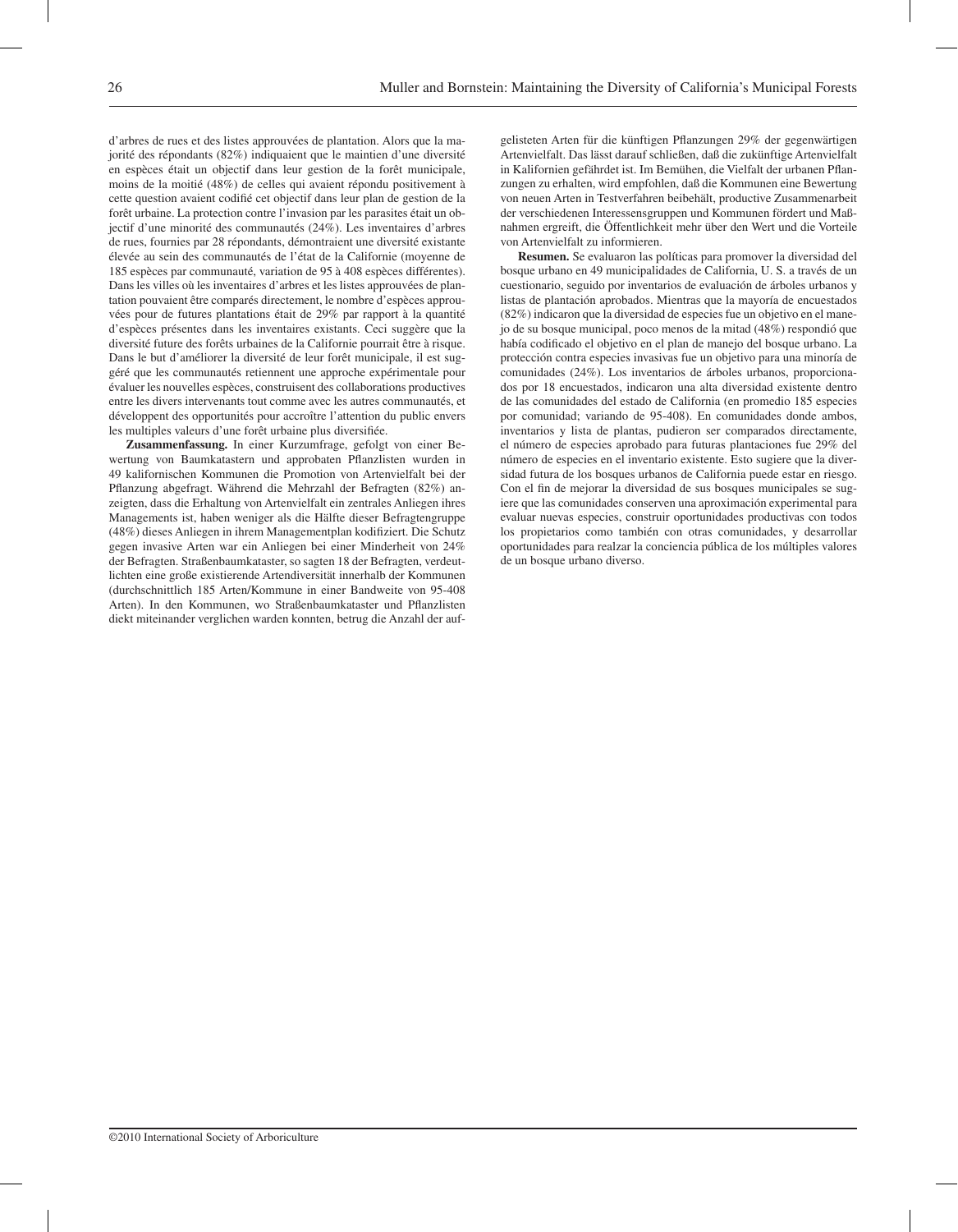d'arbres de rues et des listes approuvées de plantation. Alors que la majorité des répondants (82%) indiquaient que le maintien d'une diversité en espèces était un objectif dans leur gestion de la forêt municipale, moins de la moitié (48%) de celles qui avaient répondu positivement à cette question avaient codifié cet objectif dans leur plan de gestion de la forêt urbaine. La protection contre l'invasion par les parasites était un objectif d'une minorité des communautés (24%). Les inventaires d'arbres de rues, fournies par 28 répondants, démontraient une diversité existante élevée au sein des communautés de l'état de la Californie (moyenne de 185 espèces par communauté, variation de 95 à 408 espèces différentes). Dans les villes où les inventaires d'arbres et les listes approuvées de plantation pouvaient être comparés directement, le nombre d'espèces approuvées pour de futures plantations était de 29% par rapport à la quantité d'espèces présentes dans les inventaires existants. Ceci suggère que la diversité future des forêts urbaines de la Californie pourrait être à risque. Dans le but d'améliorer la diversité de leur forêt municipale, il est suggéré que les communautés retiennent une approche expérimentale pour évaluer les nouvelles espèces, construisent des collaborations productives entre les divers intervenants tout comme avec les autres communautés, et développent des opportunités pour accroître l'attention du public envers les multiples valeurs d'une forêt urbaine plus diversifiée.

**Zusammenfassung.** In einer Kurzumfrage, gefolgt von einer Bewertung von Baumkatastern und approbaten Pflanzlisten wurden in 49 kalifornischen Kommunen die Promotion von Artenvielfalt bei der Pflanzung abgefragt. Während die Mehrzahl der Befragten (82%) anzeigten, dass die Erhaltung von Artenvielfalt ein zentrales Anliegen ihres Managements ist, haben weniger als die Hälfte dieser Befragtengruppe (48%) dieses Anliegen in ihrem Managementplan kodifiziert. Die Schutz gegen invasive Arten war ein Anliegen bei einer Minderheit von 24% der Befragten. Straßenbaumkataster, so sagten 18 der Befragten, verdeutlichten eine große existierende Artendiversität innerhalb der Kommunen (durchschnittlich 185 Arten/Kommune in einer Bandweite von 95-408 Arten). In den Kommunen, wo Straßenbaumkataster und Pflanzlisten diekt miteinander verglichen warden konnten, betrug die Anzahl der aufgelisteten Arten für die künftigen Pflanzungen 29% der gegenwärtigen Artenvielfalt. Das lässt darauf schließen, daß die zukünftige Artenvielfalt in Kalifornien gefährdet ist. Im Bemühen, die Vielfalt der urbanen Pflanzungen zu erhalten, wird empfohlen, daß die Kommunen eine Bewertung von neuen Arten in Testverfahren beibehält, productive Zusammenarbeit der verschiedenen Interessensgruppen und Kommunen fördert und Maßnahmen ergreift, die Öffentlichkeit mehr über den Wert und die Vorteile von Artenvielfalt zu informieren.

**Resumen.** Se evaluaron las políticas para promover la diversidad del bosque urbano en 49 municipalidades de California, U. S. a través de un cuestionario, seguido por inventarios de evaluación de árboles urbanos y listas de plantación aprobados. Mientras que la mayoría de encuestados (82%) indicaron que la diversidad de especies fue un objetivo en el manejo de su bosque municipal, poco menos de la mitad (48%) respondió que había codificado el objetivo en el plan de manejo del bosque urbano. La protección contra especies invasivas fue un objetivo para una minoría de comunidades (24%). Los inventarios de árboles urbanos, proporcionados por 18 encuestados, indicaron una alta diversidad existente dentro de las comunidades del estado de California (en promedio 185 especies por comunidad; variando de 95-408). En comunidades donde ambos, inventarios y lista de plantas, pudieron ser comparados directamente, el número de especies aprobado para futuras plantaciones fue 29% del número de especies en el inventario existente. Esto sugiere que la diversidad futura de los bosques urbanos de California puede estar en riesgo. Con el fin de mejorar la diversidad de sus bosques municipales se sugiere que las comunidades conserven una aproximación experimental para evaluar nuevas especies, construir oportunidades productivas con todos los propietarios como también con otras comunidades, y desarrollar oportunidades para realzar la conciencia pública de los múltiples valores de un bosque urbano diverso.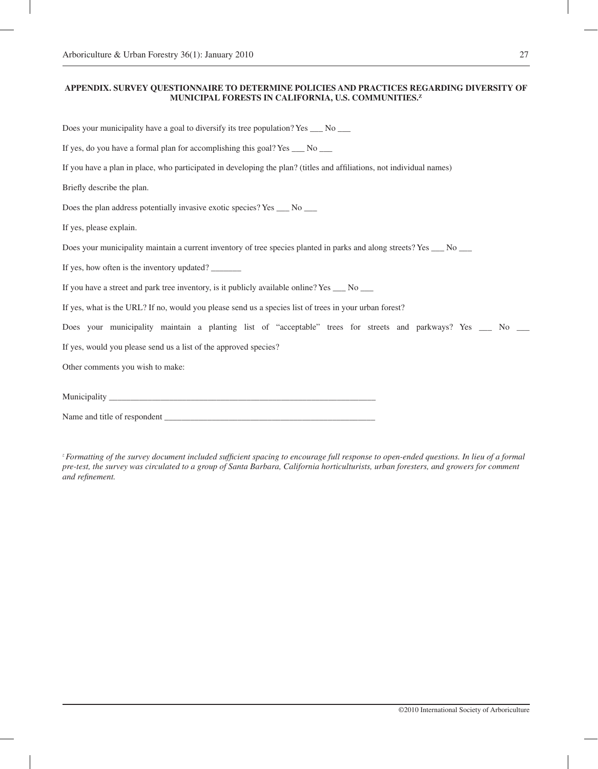## APPENDIX. SURVEY QUESTIONNAIRE TO DETERMINE POLICIES AND PRACTICES REGARDING DIVERSITY OF MUNICIPAL FORESTS IN CALIFORNIA, U.S. COMMUNITIES.[z]

Does your municipality have a goal to diversify its tree population? Yes ___ No ___

If yes, do you have a formal plan for accomplishing this goal? Yes ___ No ___

If you have a plan in place, who participated in developing the plan? (titles and affiliations, not individual names)

Briefly describe the plan.

Does the plan address potentially invasive exotic species? Yes ___ No ___

If yes, please explain.

Does your municipality maintain a current inventory of tree species planted in parks and along streets? Yes ___ No ___

If yes, how often is the inventory updated? _______

If you have a street and park tree inventory, is it publicly available online? Yes ___ No ___

If yes, what is the URL? If no, would you please send us a species list of trees in your urban forest?

Does your municipality maintain a planting list of "acceptable" trees for streets and parkways? Yes ___ No ___

If yes, would you please send us a list of the approved species?

Other comments you wish to make:

Municipality _______________________________________________________________

Name and title of respondent ___________________________________________________

[z] *Formatting of the survey document included sufficient spacing to encourage full response to open-ended questions. In lieu of a formal pre-test, the survey was circulated to a group of Santa Barbara, California horticulturists, urban foresters, and growers for comment and refinement.*